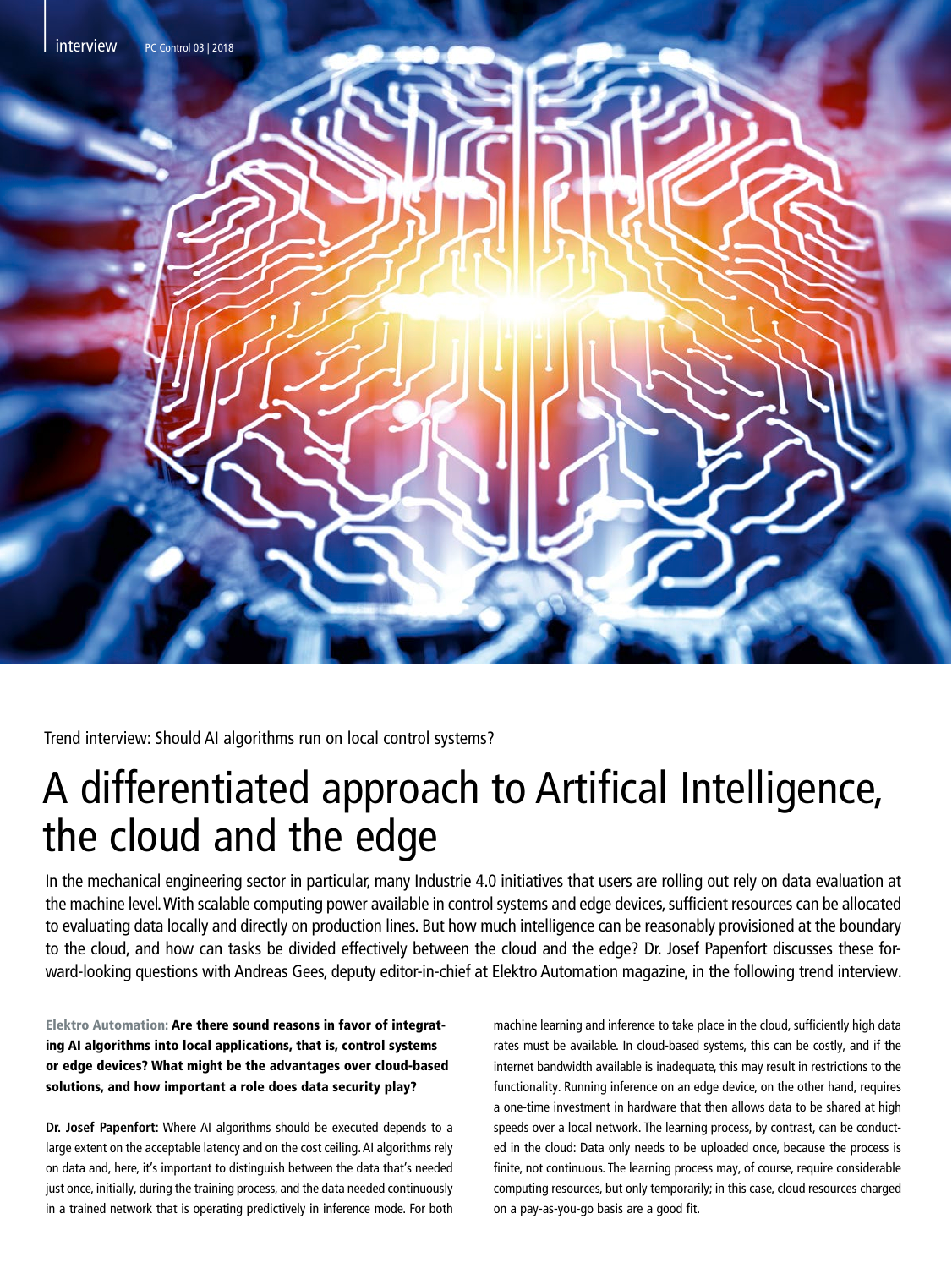Trend interview: Should AI algorithms run on local control systems?

# A differentiated approach to Artifical Intelligence, the cloud and the edge

In the mechanical engineering sector in particular, many Industrie 4.0 initiatives that users are rolling out rely on data evaluation at the machine level. With scalable computing power available in control systems and edge devices, sufficient resources can be allocated to evaluating data locally and directly on production lines. But how much intelligence can be reasonably provisioned at the boundary to the cloud, and how can tasks be divided effectively between the cloud and the edge? Dr. Josef Papenfort discusses these forward-looking questions with Andreas Gees, deputy editor-in-chief at Elektro Automation magazine, in the following trend interview.

**Elektro Automation: Are there sound reasons in favor of integrating AI algorithms into local applications, that is, control systems or edge devices? What might be the advantages over cloud-based solutions, and how important a role does data security play?**

**Dr. Josef Papenfort:** Where AI algorithms should be executed depends to a large extent on the acceptable latency and on the cost ceiling. AI algorithms rely on data and, here, it's important to distinguish between the data that's needed just once, initially, during the training process, and the data needed continuously in a trained network that is operating predictively in inference mode. For both machine learning and inference to take place in the cloud, sufficiently high data rates must be available. In cloud-based systems, this can be costly, and if the internet bandwidth available is inadequate, this may result in restrictions to the functionality. Running inference on an edge device, on the other hand, requires a one-time investment in hardware that then allows data to be shared at high speeds over a local network. The learning process, by contrast, can be conducted in the cloud: Data only needs to be uploaded once, because the process is finite, not continuous. The learning process may, of course, require considerable computing resources, but only temporarily; in this case, cloud resources charged on a pay-as-you-go basis are a good fit.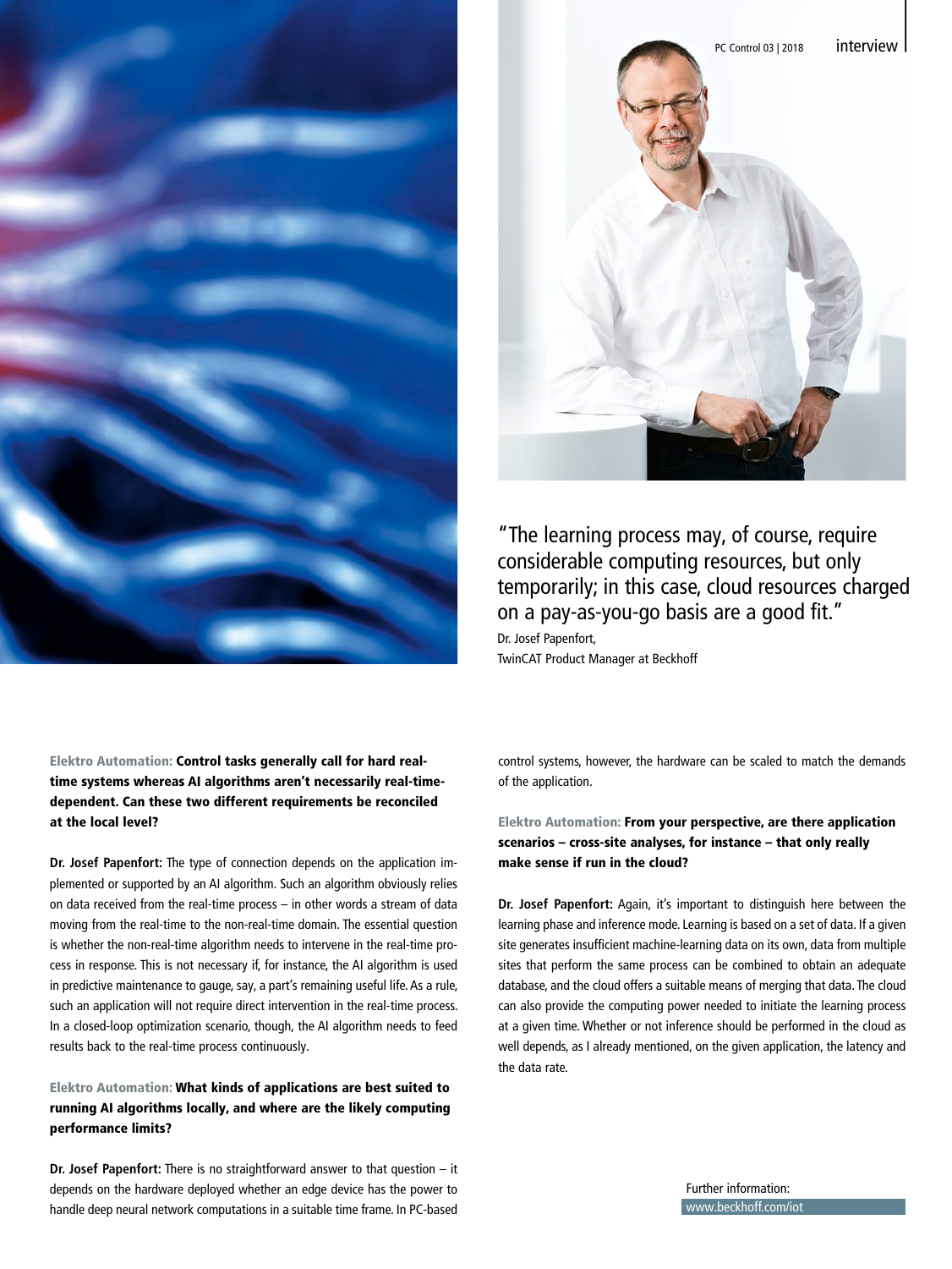"The learning process may, of course, require considerable computing resources, but only temporarily; in this case, cloud resources charged on a pay-as-you-go basis are a good fit."
Dr. Josef Papenfort,
TwinCAT Product Manager at Beckhoff

**Elektro Automation: Control tasks generally call for hard real-time systems whereas AI algorithms aren't necessarily real-time-dependent. Can these two different requirements be reconciled at the local level?**

**Dr. Josef Papenfort:** The type of connection depends on the application implemented or supported by an AI algorithm. Such an algorithm obviously relies on data received from the real-time process – in other words a stream of data moving from the real-time to the non-real-time domain. The essential question is whether the non-real-time algorithm needs to intervene in the real-time process in response. This is not necessary if, for instance, the AI algorithm is used in predictive maintenance to gauge, say, a part's remaining useful life. As a rule, such an application will not require direct intervention in the real-time process. In a closed-loop optimization scenario, though, the AI algorithm needs to feed results back to the real-time process continuously.

**Elektro Automation: What kinds of applications are best suited to running AI algorithms locally, and where are the likely computing performance limits?**

**Dr. Josef Papenfort:** There is no straightforward answer to that question – it depends on the hardware deployed whether an edge device has the power to handle deep neural network computations in a suitable time frame. In PC-based control systems, however, the hardware can be scaled to match the demands of the application.

**Elektro Automation: From your perspective, are there application scenarios – cross-site analyses, for instance – that only really make sense if run in the cloud?**

**Dr. Josef Papenfort:** Again, it's important to distinguish here between the learning phase and inference mode. Learning is based on a set of data. If a given site generates insufficient machine-learning data on its own, data from multiple sites that perform the same process can be combined to obtain an adequate database, and the cloud offers a suitable means of merging that data. The cloud can also provide the computing power needed to initiate the learning process at a given time. Whether or not inference should be performed in the cloud as well depends, as I already mentioned, on the given application, the latency and the data rate.

Further information:
www.beckhoff.com/iot